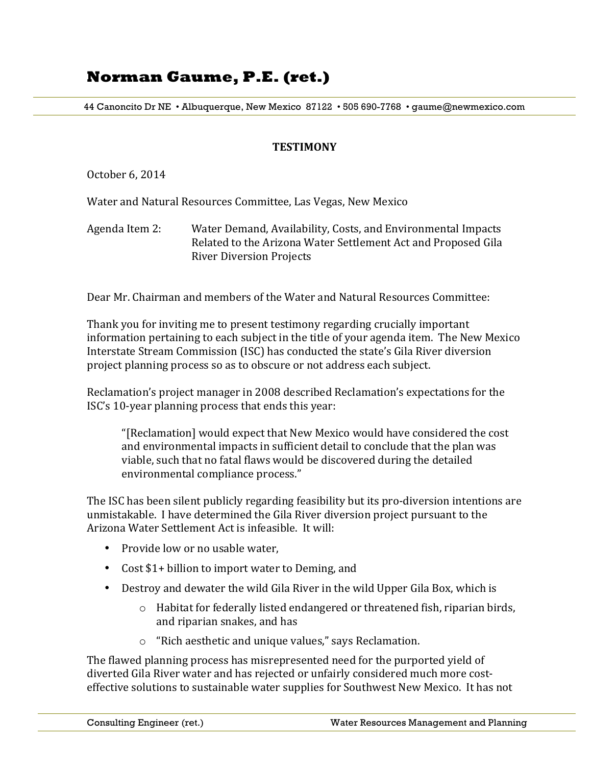# Norman Gaume, P.E. (ret.)

44 Canoncito Dr NE • Albuquerque, New Mexico 87122 • 505 690-7768 • gaume@newmexico.com

**TESTIMONY**

October 6, 2014

Water and Natural Resources Committee, Las Vegas, New Mexico

Agenda Item 2: Water Demand, Availability, Costs, and Environmental Impacts Related to the Arizona Water Settlement Act and Proposed Gila River Diversion Projects

Dear Mr. Chairman and members of the Water and Natural Resources Committee:

Thank you for inviting me to present testimony regarding crucially important information pertaining to each subject in the title of your agenda item. The New Mexico Interstate Stream Commission (ISC) has conducted the state's Gila River diversion project planning process so as to obscure or not address each subject.

Reclamation's project manager in 2008 described Reclamation's expectations for the ISC's 10-year planning process that ends this year:

> "[Reclamation] would expect that New Mexico would have considered the cost and environmental impacts in sufficient detail to conclude that the plan was viable, such that no fatal flaws would be discovered during the detailed environmental compliance process."

The ISC has been silent publicly regarding feasibility but its pro-diversion intentions are unmistakable. I have determined the Gila River diversion project pursuant to the Arizona Water Settlement Act is infeasible. It will:

- Provide low or no usable water,
- Cost $1+ billion to import water to Deming, and
- Destroy and dewater the wild Gila River in the wild Upper Gila Box, which is
    - Habitat for federally listed endangered or threatened fish, riparian birds, and riparian snakes, and has
    - "Rich aesthetic and unique values," says Reclamation.

The flawed planning process has misrepresented need for the purported yield of diverted Gila River water and has rejected or unfairly considered much more cost-effective solutions to sustainable water supplies for Southwest New Mexico. It has not

Consulting Engineer (ret.) Water Resources Management and Planning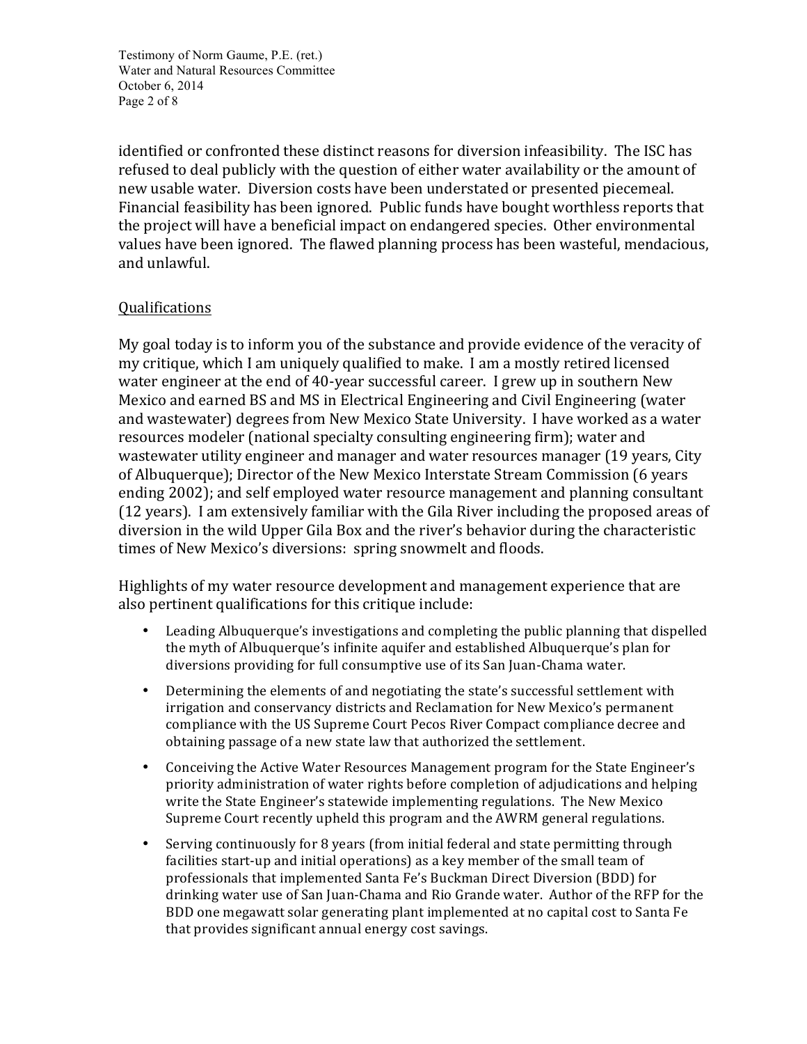identified or confronted these distinct reasons for diversion infeasibility. The ISC has refused to deal publicly with the question of either water availability or the amount of new usable water. Diversion costs have been understated or presented piecemeal. Financial feasibility has been ignored. Public funds have bought worthless reports that the project will have a beneficial impact on endangered species. Other environmental values have been ignored. The flawed planning process has been wasteful, mendacious, and unlawful.

## Qualifications

My goal today is to inform you of the substance and provide evidence of the veracity of my critique, which I am uniquely qualified to make. I am a mostly retired licensed water engineer at the end of 40-year successful career. I grew up in southern New Mexico and earned BS and MS in Electrical Engineering and Civil Engineering (water and wastewater) degrees from New Mexico State University. I have worked as a water resources modeler (national specialty consulting engineering firm); water and wastewater utility engineer and manager and water resources manager (19 years, City of Albuquerque); Director of the New Mexico Interstate Stream Commission (6 years ending 2002); and self employed water resource management and planning consultant (12 years). I am extensively familiar with the Gila River including the proposed areas of diversion in the wild Upper Gila Box and the river's behavior during the characteristic times of New Mexico's diversions: spring snowmelt and floods.

Highlights of my water resource development and management experience that are also pertinent qualifications for this critique include:

- Leading Albuquerque's investigations and completing the public planning that dispelled the myth of Albuquerque's infinite aquifer and established Albuquerque's plan for diversions providing for full consumptive use of its San Juan-Chama water.
- Determining the elements of and negotiating the state's successful settlement with irrigation and conservancy districts and Reclamation for New Mexico's permanent compliance with the US Supreme Court Pecos River Compact compliance decree and obtaining passage of a new state law that authorized the settlement.
- Conceiving the Active Water Resources Management program for the State Engineer's priority administration of water rights before completion of adjudications and helping write the State Engineer's statewide implementing regulations. The New Mexico Supreme Court recently upheld this program and the AWRM general regulations.
- Serving continuously for 8 years (from initial federal and state permitting through facilities start-up and initial operations) as a key member of the small team of professionals that implemented Santa Fe's Buckman Direct Diversion (BDD) for drinking water use of San Juan-Chama and Rio Grande water. Author of the RFP for the BDD one megawatt solar generating plant implemented at no capital cost to Santa Fe that provides significant annual energy cost savings.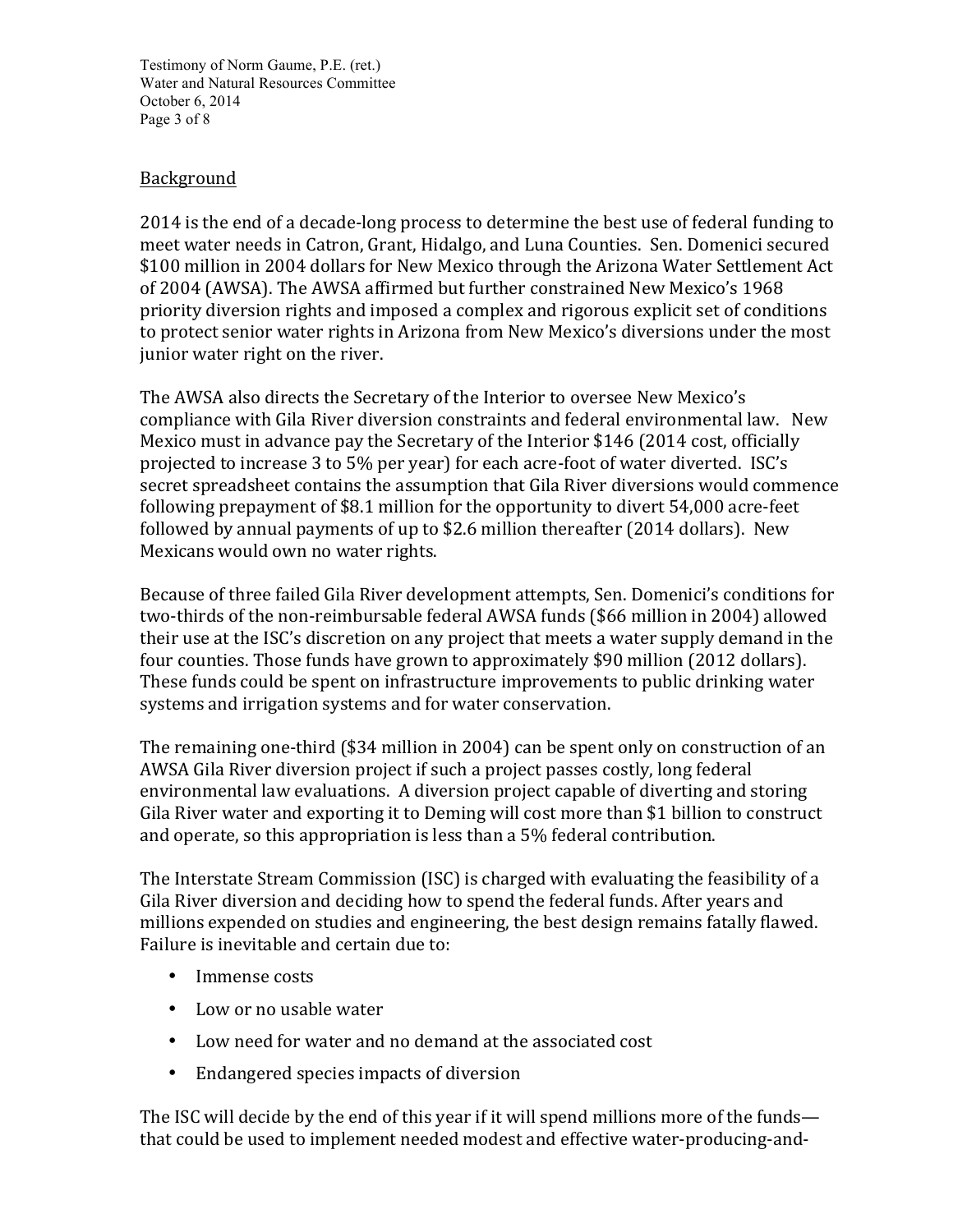## Background

2014 is the end of a decade-long process to determine the best use of federal funding to meet water needs in Catron, Grant, Hidalgo, and Luna Counties. Sen. Domenici secured $100 million in 2004 dollars for New Mexico through the Arizona Water Settlement Act of 2004 (AWSA). The AWSA affirmed but further constrained New Mexico's 1968 priority diversion rights and imposed a complex and rigorous explicit set of conditions to protect senior water rights in Arizona from New Mexico's diversions under the most junior water right on the river.

The AWSA also directs the Secretary of the Interior to oversee New Mexico's compliance with Gila River diversion constraints and federal environmental law. New Mexico must in advance pay the Secretary of the Interior $146 (2014 cost, officially projected to increase 3 to 5% per year) for each acre-foot of water diverted. ISC's secret spreadsheet contains the assumption that Gila River diversions would commence following prepayment of $8.1 million for the opportunity to divert 54,000 acre-feet followed by annual payments of up to $2.6 million thereafter (2014 dollars). New Mexicans would own no water rights.

Because of three failed Gila River development attempts, Sen. Domenici's conditions for two-thirds of the non-reimbursable federal AWSA funds ($66 million in 2004) allowed their use at the ISC's discretion on any project that meets a water supply demand in the four counties. Those funds have grown to approximately $90 million (2012 dollars). These funds could be spent on infrastructure improvements to public drinking water systems and irrigation systems and for water conservation.

The remaining one-third ($34 million in 2004) can be spent only on construction of an AWSA Gila River diversion project if such a project passes costly, long federal environmental law evaluations. A diversion project capable of diverting and storing Gila River water and exporting it to Deming will cost more than $1 billion to construct and operate, so this appropriation is less than a 5% federal contribution.

The Interstate Stream Commission (ISC) is charged with evaluating the feasibility of a Gila River diversion and deciding how to spend the federal funds. After years and millions expended on studies and engineering, the best design remains fatally flawed. Failure is inevitable and certain due to:

- Immense costs
- Low or no usable water
- Low need for water and no demand at the associated cost
- Endangered species impacts of diversion

The ISC will decide by the end of this year if it will spend millions more of the funds— that could be used to implement needed modest and effective water-producing-and-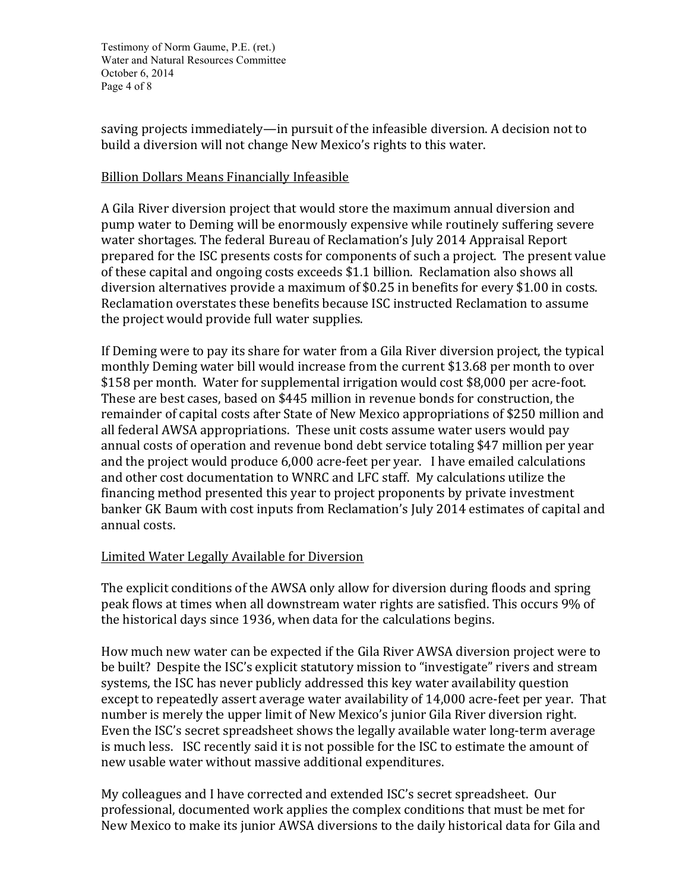saving projects immediately—in pursuit of the infeasible diversion. A decision not to build a diversion will not change New Mexico's rights to this water.

## Billion Dollars Means Financially Infeasible

A Gila River diversion project that would store the maximum annual diversion and pump water to Deming will be enormously expensive while routinely suffering severe water shortages. The federal Bureau of Reclamation's July 2014 Appraisal Report prepared for the ISC presents costs for components of such a project. The present value of these capital and ongoing costs exceeds $1.1 billion. Reclamation also shows all diversion alternatives provide a maximum of $0.25 in benefits for every $1.00 in costs. Reclamation overstates these benefits because ISC instructed Reclamation to assume the project would provide full water supplies.

If Deming were to pay its share for water from a Gila River diversion project, the typical monthly Deming water bill would increase from the current $13.68 per month to over $158 per month. Water for supplemental irrigation would cost $8,000 per acre-foot. These are best cases, based on $445 million in revenue bonds for construction, the remainder of capital costs after State of New Mexico appropriations of $250 million and all federal AWSA appropriations. These unit costs assume water users would pay annual costs of operation and revenue bond debt service totaling $47 million per year and the project would produce 6,000 acre-feet per year. I have emailed calculations and other cost documentation to WNRC and LFC staff. My calculations utilize the financing method presented this year to project proponents by private investment banker GK Baum with cost inputs from Reclamation's July 2014 estimates of capital and annual costs.

## Limited Water Legally Available for Diversion

The explicit conditions of the AWSA only allow for diversion during floods and spring peak flows at times when all downstream water rights are satisfied. This occurs 9% of the historical days since 1936, when data for the calculations begins.

How much new water can be expected if the Gila River AWSA diversion project were to be built? Despite the ISC's explicit statutory mission to "investigate" rivers and stream systems, the ISC has never publicly addressed this key water availability question except to repeatedly assert average water availability of 14,000 acre-feet per year. That number is merely the upper limit of New Mexico's junior Gila River diversion right. Even the ISC's secret spreadsheet shows the legally available water long-term average is much less. ISC recently said it is not possible for the ISC to estimate the amount of new usable water without massive additional expenditures.

My colleagues and I have corrected and extended ISC's secret spreadsheet. Our professional, documented work applies the complex conditions that must be met for New Mexico to make its junior AWSA diversions to the daily historical data for Gila and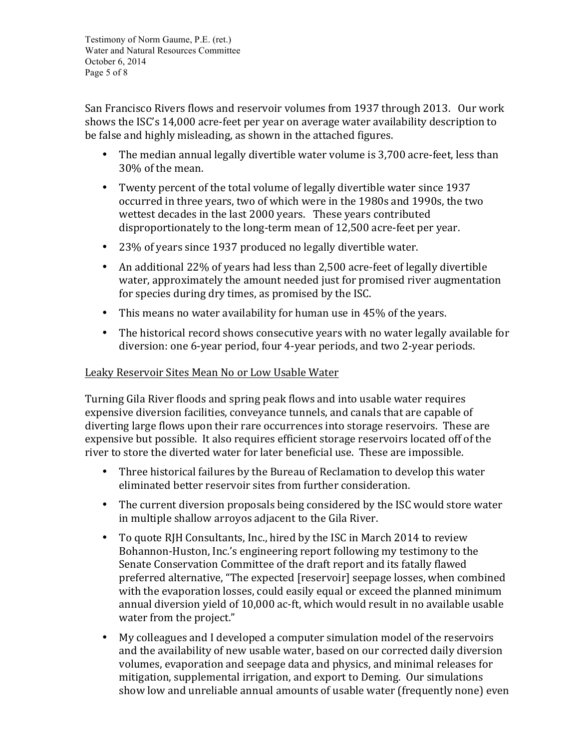San Francisco Rivers flows and reservoir volumes from 1937 through 2013. Our work shows the ISC's 14,000 acre-feet per year on average water availability description to be false and highly misleading, as shown in the attached figures.

- The median annual legally divertible water volume is 3,700 acre-feet, less than 30% of the mean.
- Twenty percent of the total volume of legally divertible water since 1937 occurred in three years, two of which were in the 1980s and 1990s, the two wettest decades in the last 2000 years. These years contributed disproportionately to the long-term mean of 12,500 acre-feet per year.
- 23% of years since 1937 produced no legally divertible water.
- An additional 22% of years had less than 2,500 acre-feet of legally divertible water, approximately the amount needed just for promised river augmentation for species during dry times, as promised by the ISC.
- This means no water availability for human use in 45% of the years.
- The historical record shows consecutive years with no water legally available for diversion: one 6-year period, four 4-year periods, and two 2-year periods.

<u>Leaky Reservoir Sites Mean No or Low Usable Water</u>

Turning Gila River floods and spring peak flows and into usable water requires expensive diversion facilities, conveyance tunnels, and canals that are capable of diverting large flows upon their rare occurrences into storage reservoirs. These are expensive but possible. It also requires efficient storage reservoirs located off of the river to store the diverted water for later beneficial use. These are impossible.

- Three historical failures by the Bureau of Reclamation to develop this water eliminated better reservoir sites from further consideration.
- The current diversion proposals being considered by the ISC would store water in multiple shallow arroyos adjacent to the Gila River.
- To quote RJH Consultants, Inc., hired by the ISC in March 2014 to review Bohannon-Huston, Inc.'s engineering report following my testimony to the Senate Conservation Committee of the draft report and its fatally flawed preferred alternative, "The expected [reservoir] seepage losses, when combined with the evaporation losses, could easily equal or exceed the planned minimum annual diversion yield of 10,000 ac-ft, which would result in no available usable water from the project."
- My colleagues and I developed a computer simulation model of the reservoirs and the availability of new usable water, based on our corrected daily diversion volumes, evaporation and seepage data and physics, and minimal releases for mitigation, supplemental irrigation, and export to Deming. Our simulations show low and unreliable annual amounts of usable water (frequently none) even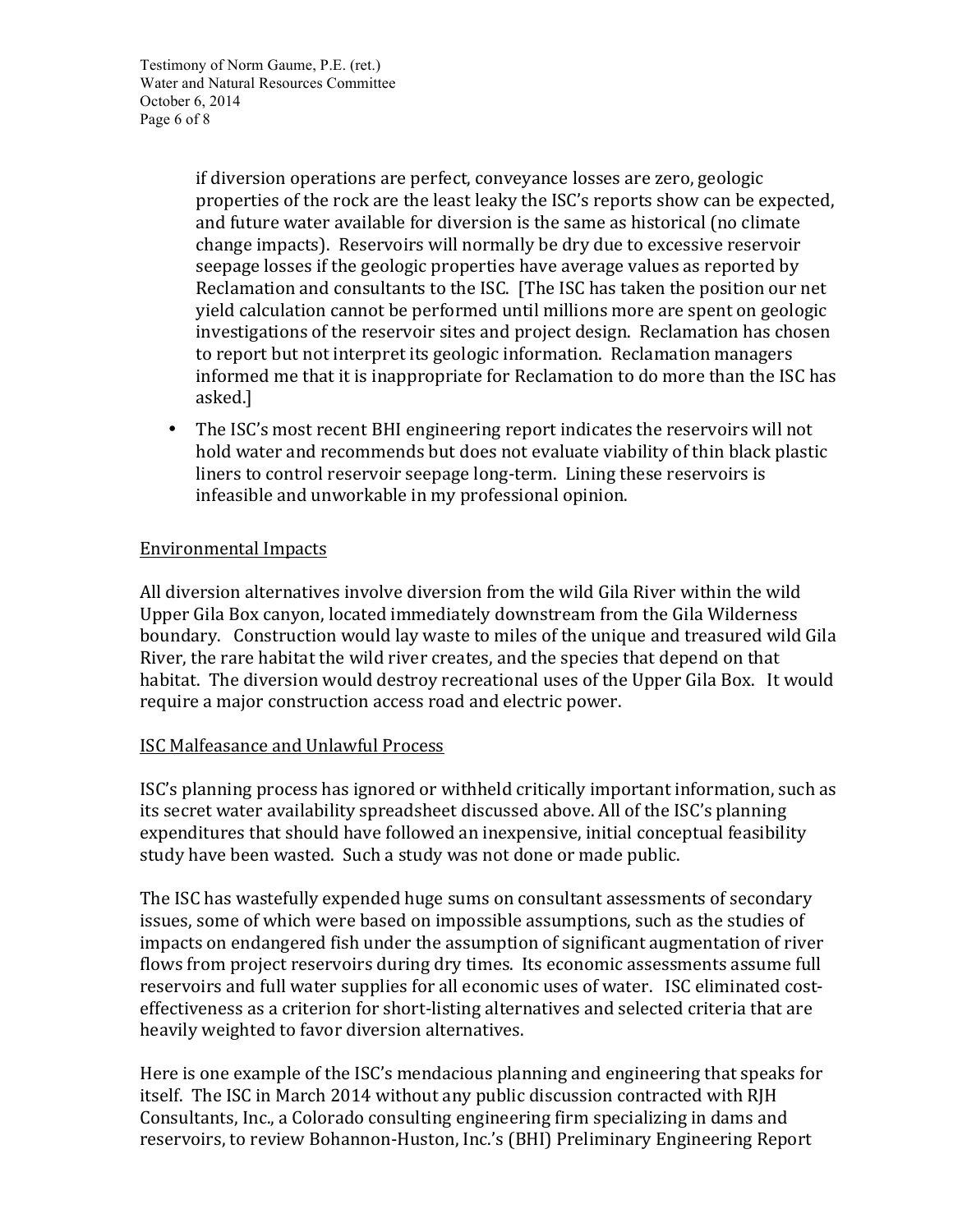if diversion operations are perfect, conveyance losses are zero, geologic properties of the rock are the least leaky the ISC's reports show can be expected, and future water available for diversion is the same as historical (no climate change impacts). Reservoirs will normally be dry due to excessive reservoir seepage losses if the geologic properties have average values as reported by Reclamation and consultants to the ISC. [The ISC has taken the position our net yield calculation cannot be performed until millions more are spent on geologic investigations of the reservoir sites and project design. Reclamation has chosen to report but not interpret its geologic information. Reclamation managers informed me that it is inappropriate for Reclamation to do more than the ISC has asked.]

- The ISC's most recent BHI engineering report indicates the reservoirs will not hold water and recommends but does not evaluate viability of thin black plastic liners to control reservoir seepage long-term. Lining these reservoirs is infeasible and unworkable in my professional opinion.

## Environmental Impacts

All diversion alternatives involve diversion from the wild Gila River within the wild Upper Gila Box canyon, located immediately downstream from the Gila Wilderness boundary. Construction would lay waste to miles of the unique and treasured wild Gila River, the rare habitat the wild river creates, and the species that depend on that habitat. The diversion would destroy recreational uses of the Upper Gila Box. It would require a major construction access road and electric power.

## ISC Malfeasance and Unlawful Process

ISC's planning process has ignored or withheld critically important information, such as its secret water availability spreadsheet discussed above. All of the ISC's planning expenditures that should have followed an inexpensive, initial conceptual feasibility study have been wasted. Such a study was not done or made public.

The ISC has wastefully expended huge sums on consultant assessments of secondary issues, some of which were based on impossible assumptions, such as the studies of impacts on endangered fish under the assumption of significant augmentation of river flows from project reservoirs during dry times. Its economic assessments assume full reservoirs and full water supplies for all economic uses of water. ISC eliminated cost-effectiveness as a criterion for short-listing alternatives and selected criteria that are heavily weighted to favor diversion alternatives.

Here is one example of the ISC's mendacious planning and engineering that speaks for itself. The ISC in March 2014 without any public discussion contracted with RJH Consultants, Inc., a Colorado consulting engineering firm specializing in dams and reservoirs, to review Bohannon-Huston, Inc.'s (BHI) Preliminary Engineering Report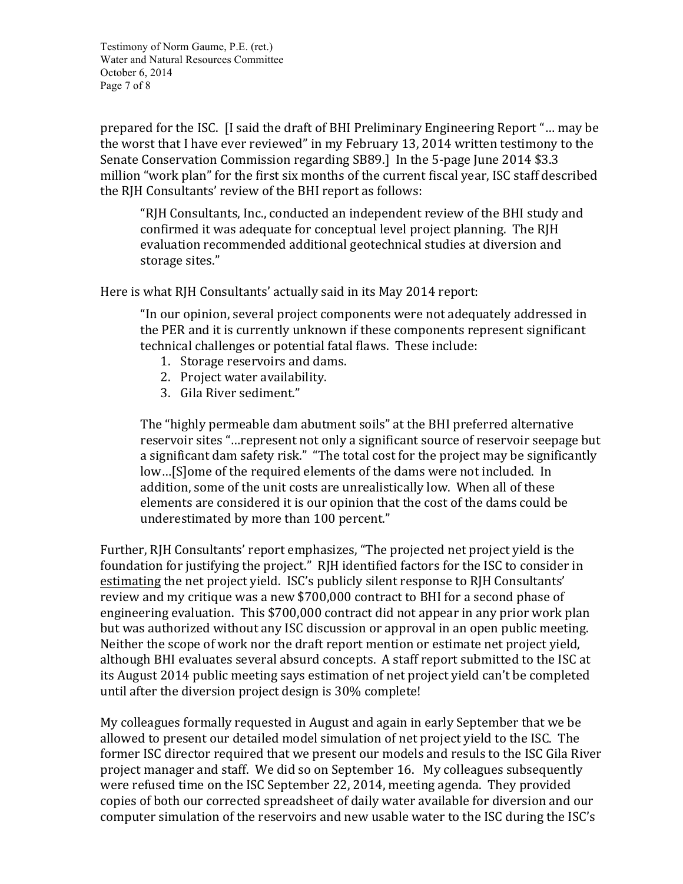prepared for the ISC. [I said the draft of BHI Preliminary Engineering Report "… may be the worst that I have ever reviewed" in my February 13, 2014 written testimony to the Senate Conservation Commission regarding SB89.] In the 5-page June 2014 $3.3 million "work plan" for the first six months of the current fiscal year, ISC staff described the RJH Consultants' review of the BHI report as follows:

> "RJH Consultants, Inc., conducted an independent review of the BHI study and confirmed it was adequate for conceptual level project planning. The RJH evaluation recommended additional geotechnical studies at diversion and storage sites."

Here is what RJH Consultants' actually said in its May 2014 report:

> "In our opinion, several project components were not adequately addressed in the PER and it is currently unknown if these components represent significant technical challenges or potential fatal flaws. These include:
> 1. Storage reservoirs and dams.
> 2. Project water availability.
> 3. Gila River sediment."
>
> The "highly permeable dam abutment soils" at the BHI preferred alternative reservoir sites "…represent not only a significant source of reservoir seepage but a significant dam safety risk." "The total cost for the project may be significantly low…[S]ome of the required elements of the dams were not included. In addition, some of the unit costs are unrealistically low. When all of these elements are considered it is our opinion that the cost of the dams could be underestimated by more than 100 percent."

Further, RJH Consultants' report emphasizes, "The projected net project yield is the foundation for justifying the project." RJH identified factors for the ISC to consider in <u>estimating</u> the net project yield. ISC's publicly silent response to RJH Consultants' review and my critique was a new $700,000 contract to BHI for a second phase of engineering evaluation. This $700,000 contract did not appear in any prior work plan but was authorized without any ISC discussion or approval in an open public meeting. Neither the scope of work nor the draft report mention or estimate net project yield, although BHI evaluates several absurd concepts. A staff report submitted to the ISC at its August 2014 public meeting says estimation of net project yield can't be completed until after the diversion project design is 30% complete!

My colleagues formally requested in August and again in early September that we be allowed to present our detailed model simulation of net project yield to the ISC. The former ISC director required that we present our models and resuls to the ISC Gila River project manager and staff. We did so on September 16. My colleagues subsequently were refused time on the ISC September 22, 2014, meeting agenda. They provided copies of both our corrected spreadsheet of daily water available for diversion and our computer simulation of the reservoirs and new usable water to the ISC during the ISC's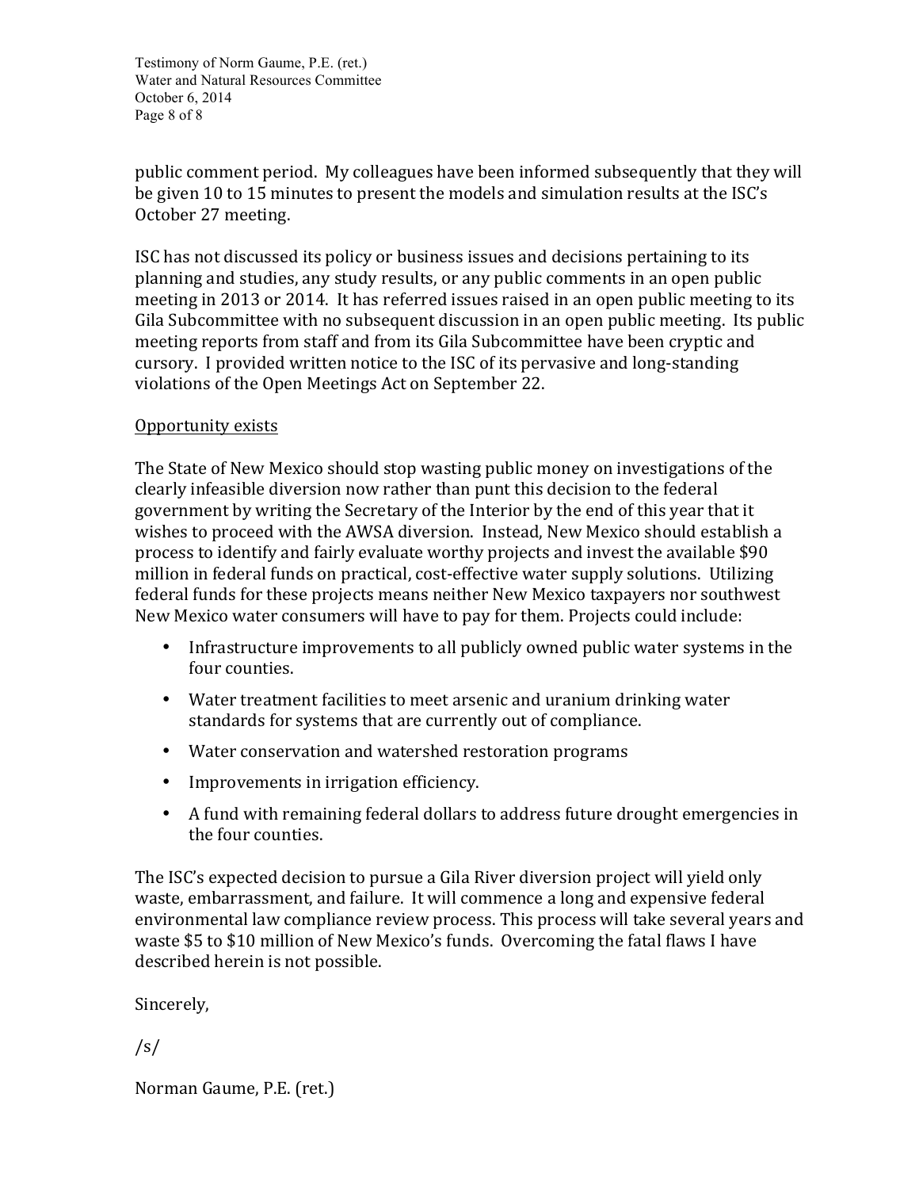public comment period. My colleagues have been informed subsequently that they will be given 10 to 15 minutes to present the models and simulation results at the ISC's October 27 meeting.

ISC has not discussed its policy or business issues and decisions pertaining to its planning and studies, any study results, or any public comments in an open public meeting in 2013 or 2014. It has referred issues raised in an open public meeting to its Gila Subcommittee with no subsequent discussion in an open public meeting. Its public meeting reports from staff and from its Gila Subcommittee have been cryptic and cursory. I provided written notice to the ISC of its pervasive and long-standing violations of the Open Meetings Act on September 22.

<u>Opportunity exists</u>

The State of New Mexico should stop wasting public money on investigations of the clearly infeasible diversion now rather than punt this decision to the federal government by writing the Secretary of the Interior by the end of this year that it wishes to proceed with the AWSA diversion. Instead, New Mexico should establish a process to identify and fairly evaluate worthy projects and invest the available $90 million in federal funds on practical, cost-effective water supply solutions. Utilizing federal funds for these projects means neither New Mexico taxpayers nor southwest New Mexico water consumers will have to pay for them. Projects could include:

- Infrastructure improvements to all publicly owned public water systems in the four counties.
- Water treatment facilities to meet arsenic and uranium drinking water standards for systems that are currently out of compliance.
- Water conservation and watershed restoration programs
- Improvements in irrigation efficiency.
- A fund with remaining federal dollars to address future drought emergencies in the four counties.

The ISC's expected decision to pursue a Gila River diversion project will yield only waste, embarrassment, and failure. It will commence a long and expensive federal environmental law compliance review process. This process will take several years and waste $5 to $10 million of New Mexico's funds. Overcoming the fatal flaws I have described herein is not possible.

Sincerely,

/s/

Norman Gaume, P.E. (ret.)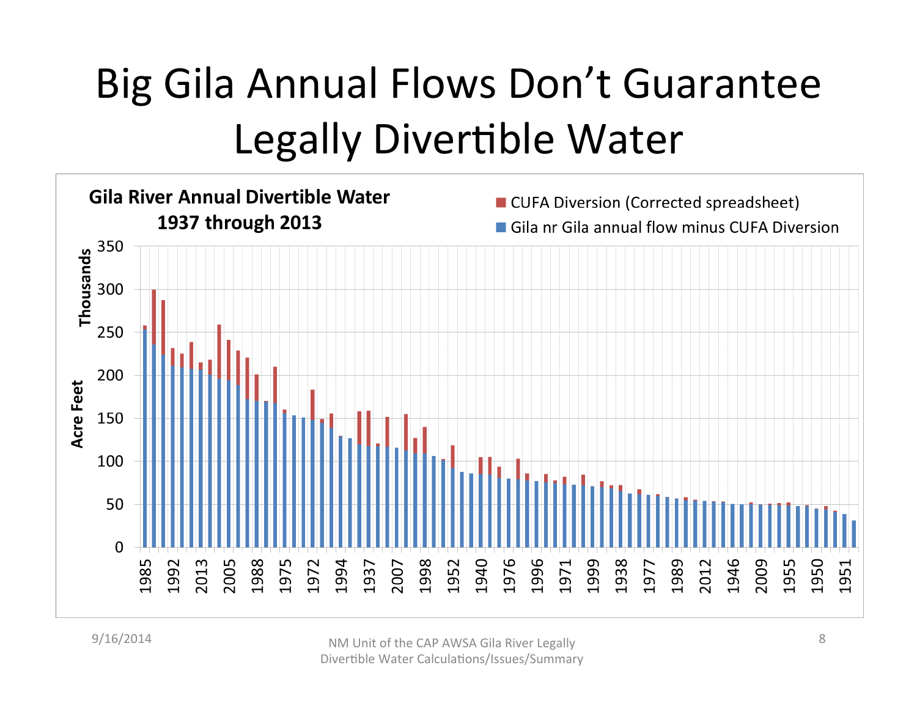# Big Gila Annual Flows Don't Guarantee Legally Divertible Water

**Gila River Annual Divertible Water 1937 through 2013**

- CUFA Diversion (Corrected spreadsheet)
- Gila nr Gila annual flow minus CUFA Diversion

Acre Feet (Thousands): 0, 50, 100, 150, 200, 250, 300, 350

Years: 1985, 1992, 2013, 2005, 1988, 1975, 1972, 1994, 1937, 2007, 1998, 1952, 1940, 1976, 1996, 1971, 1999, 1938, 1977, 1989, 2012, 1946, 2009, 1955, 1950, 1951

9/16/2014

NM Unit of the CAP AWSA Gila River Legally Divertible Water Calculations/Issues/Summary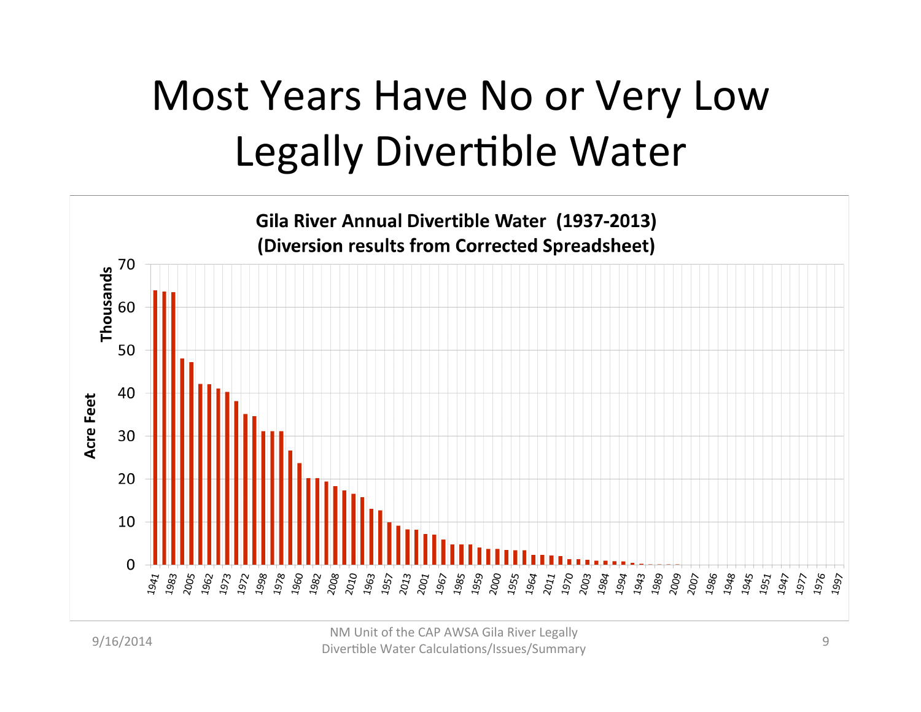# Most Years Have No or Very Low Legally Divertible Water

**Gila River Annual Divertible Water (1937-2013)**
**(Diversion results from Corrected Spreadsheet)**

Acre Feet (Thousands)

| Year | Approx. Divertible Water (Thousands of Acre Feet) |
|---|---|
| 1941 | 64 |
| 1983 | 63.5 |
| 2005 | 63.5 |
| 1962 | 48 |
| 1973 | 47 |
| 1972 | 42 |
| 1998 | 42 |
| 1978 | 41 |
| 1960 | 40 |
| 1982 | 38 |
| 2008 | 35 |
| 2010 | 34.5 |
| 1963 | 31 |
| 1957 | 31 |
| 2013 | 31 |
| 2001 | 26.5 |
| 1967 | 23.5 |
| 1985 | 20 |
| 1959 | 20 |
| 2000 | 19.5 |
| 1955 | 18 |
| 1964 | 17 |
| 2011 | 16.5 |
| 1970 | 15.5 |
| 2003 | 13 |
| 1984 | 12.5 |
| 1994 | 10 |
| 1943 | 9 |
| 1989 | 8 |
| 2009 | 8 |
| 2007 | 7 |
| 1986 | 7 |
| 1948 | 6 |
| 1945 | 4.5 |
| 1951 | 4.5 |
| 1947 | 4.5 |
| 1977 | 4 |
| 1976 | 3.5 |
| 1997 | 3.5 |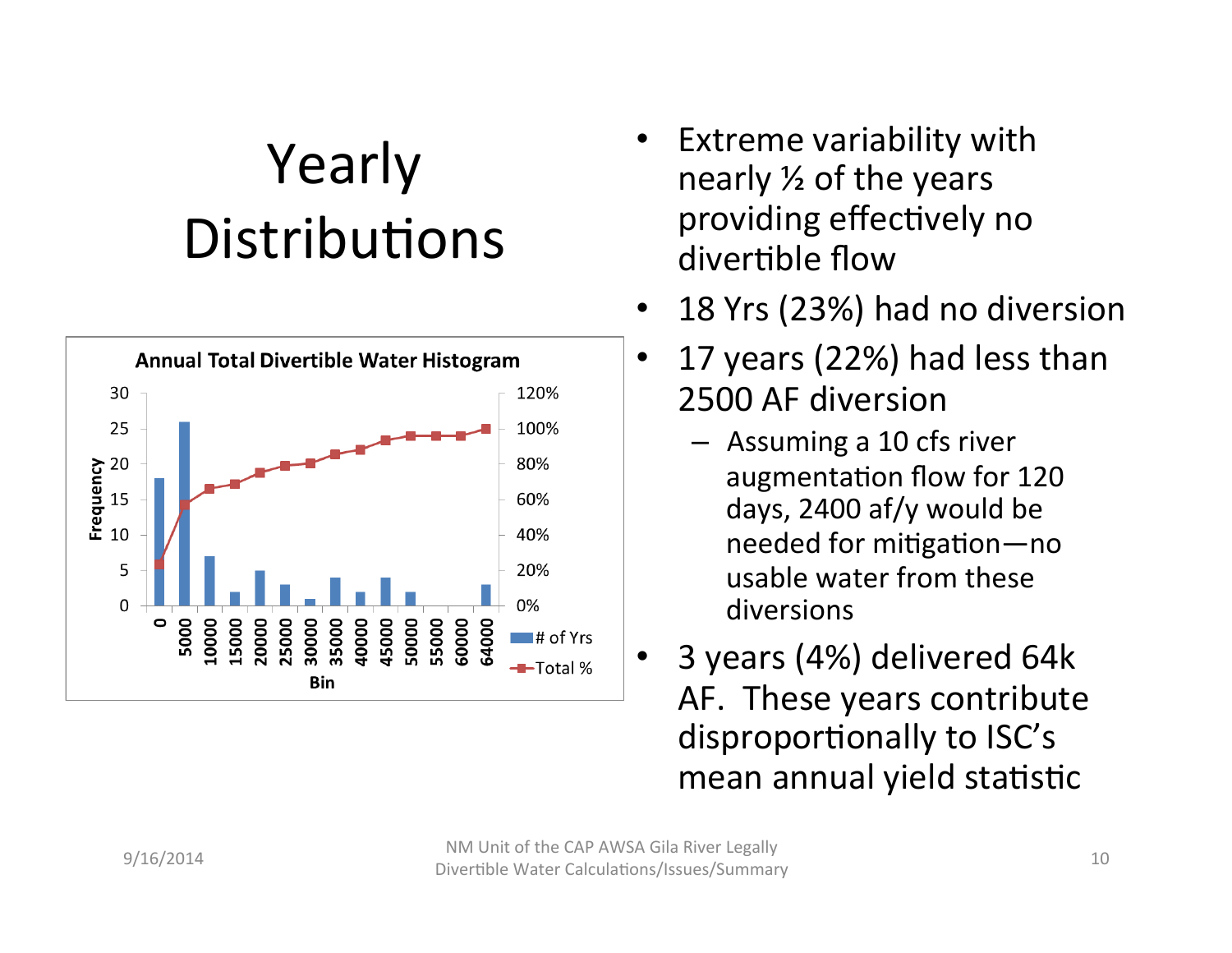# Yearly Distributions

**Annual Total Divertible Water Histogram**

Frequency

30
25
20
15
10
5
0

120%
100%
80%
60%
40%
20%
0%

0
5000
10000
15000
20000
25000
30000
35000
40000
45000
50000
55000
60000
64000

Bin

# of Yrs

Total %

- Extreme variability with nearly ½ of the years providing effectively no divertible flow
- 18 Yrs (23%) had no diversion
- 17 years (22%) had less than 2500 AF diversion
  - Assuming a 10 cfs river augmentation flow for 120 days, 2400 af/y would be needed for mitigation—no usable water from these diversions
- 3 years (4%) delivered 64k AF. These years contribute disproportionally to ISC's mean annual yield statistic